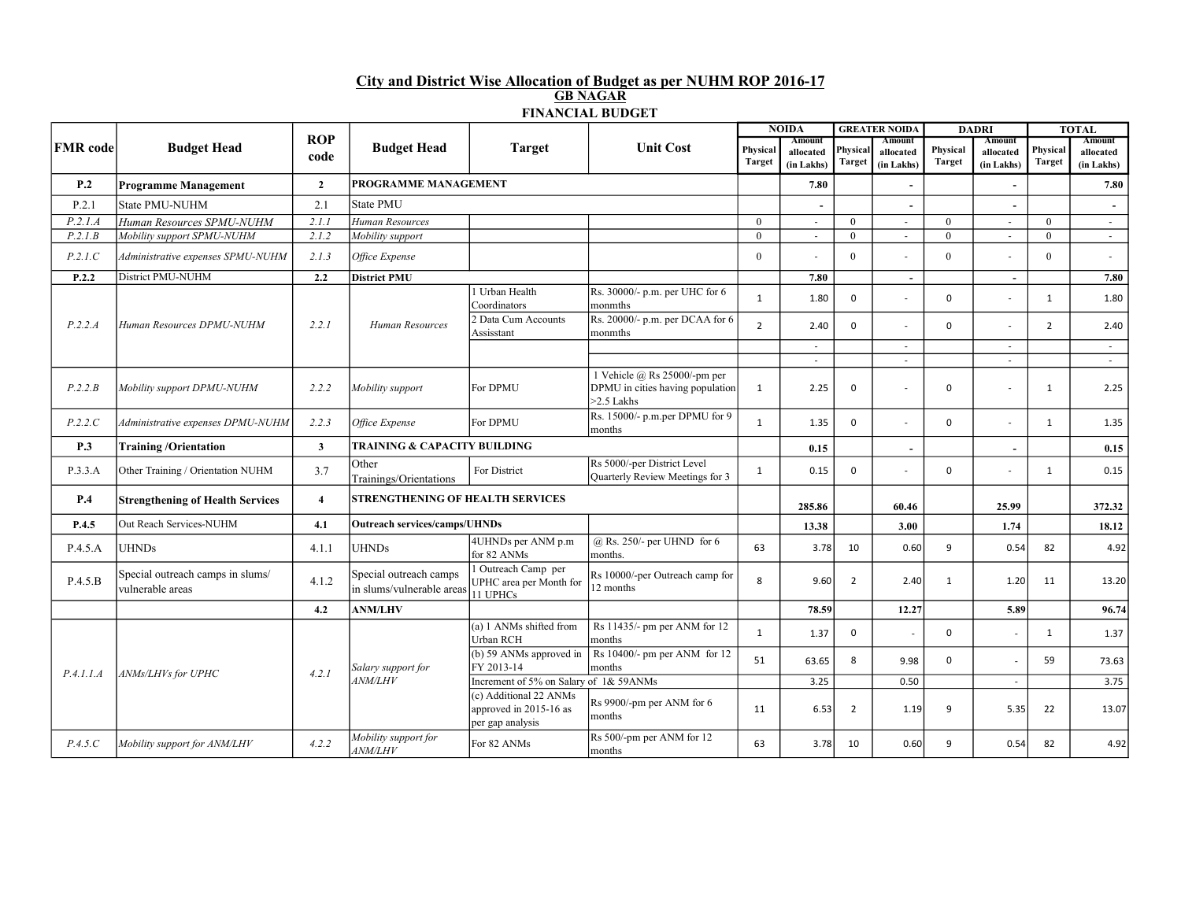# City and District Wise Allocation of Budget as per NUHM ROP 2016-17

## GB NAGAR

### FINANCIAL BUDGET

| FMR code | Budget Head | ROP code | Budget Head | Target | Unit Cost | NOIDA | | GREATER NOIDA | | DADRI | | TOTAL | |
|---|---|---|---|---|---|---|---|---|---|---|---|---|---|
| | | | | | | Physical Target | Amount allocated (in Lakhs) | Physical Target | Amount allocated (in Lakhs) | Physical Target | Amount allocated (in Lakhs) | Physical Target | Amount allocated (in Lakhs) |
| **P.2** | **Programme Management** | **2** | **PROGRAMME MANAGEMENT** | | | | **7.80** | | **-** | | **-** | | **7.80** |
| P.2.1 | State PMU-NUHM | 2.1 | State PMU | | | | - | | - | | - | | - |
| *P.2.1.A* | *Human Resources SPMU-NUHM* | *2.1.1* | *Human Resources* | | | 0 | - | 0 | - | 0 | - | 0 | - |
| *P.2.1.B* | *Mobility support SPMU-NUHM* | *2.1.2* | *Mobility support* | | | 0 | - | 0 | - | 0 | - | 0 | - |
| *P.2.1.C* | *Administrative expenses SPMU-NUHM* | *2.1.3* | *Office Expense* | | | 0 | - | 0 | - | 0 | - | 0 | - |
| **P.2.2** | District PMU-NUHM | **2.2** | **District PMU** | | | | **7.80** | | **-** | | **-** | | **7.80** |
| *P.2.2.A* | *Human Resources DPMU-NUHM* | *2.2.1* | *Human Resources* | 1 Urban Health Coordinators | Rs. 30000/- p.m. per UHC for 6 monmths | 1 | 1.80 | 0 | - | 0 | - | 1 | 1.80 |
| | | | | 2 Data Cum Accounts Assisstant | Rs. 20000/- p.m. per DCAA for 6 monmths | 2 | 2.40 | 0 | - | 0 | - | 2 | 2.40 |
| | | | | | | | - | | - | | - | | - |
| | | | | | | | - | | - | | - | | - |
| *P.2.2.B* | *Mobility support DPMU-NUHM* | *2.2.2* | *Mobility support* | For DPMU | 1 Vehicle @ Rs 25000/-pm per DPMU in cities having population >2.5 Lakhs | 1 | 2.25 | 0 | - | 0 | - | 1 | 2.25 |
| *P.2.2.C* | *Administrative expenses DPMU-NUHM* | *2.2.3* | *Office Expense* | For DPMU | Rs. 15000/- p.m.per DPMU for 9 months | 1 | 1.35 | 0 | - | 0 | - | 1 | 1.35 |
| **P.3** | **Training /Orientation** | **3** | **TRAINING & CAPACITY BUILDING** | | | | **0.15** | | **-** | | **-** | | **0.15** |
| P.3.3.A | Other Training / Orientation NUHM | 3.7 | Other Trainings/Orientations | For District | Rs 5000/-per District Level Quarterly Review Meetings for 3 | 1 | 0.15 | 0 | - | 0 | - | 1 | 0.15 |
| **P.4** | **Strengthening of Health Services** | **4** | **STRENGTHENING OF HEALTH SERVICES** | | | | **285.86** | | **60.46** | | **25.99** | | **372.32** |
| **P.4.5** | Out Reach Services-NUHM | **4.1** | **Outreach services/camps/UHNDs** | | | | **13.38** | | **3.00** | | **1.74** | | **18.12** |
| P.4.5.A | UHNDs | 4.1.1 | UHNDs | 4UHNDs per ANM p.m for 82 ANMs | @ Rs. 250/- per UHND for 6 months. | 63 | 3.78 | 10 | 0.60 | 9 | 0.54 | 82 | 4.92 |
| P.4.5.B | Special outreach camps in slums/ vulnerable areas | 4.1.2 | Special outreach camps in slums/vulnerable areas | 1 Outreach Camp per UPHC area per Month for 11 UPHCs | Rs 10000/-per Outreach camp for 12 months | 8 | 9.60 | 2 | 2.40 | 1 | 1.20 | 11 | 13.20 |
| | | **4.2** | **ANM/LHV** | | | | **78.59** | | **12.27** | | **5.89** | | **96.74** |
| *P.4.1.1.A* | *ANMs/LHVs for UPHC* | *4.2.1* | *Salary support for ANM/LHV* | (a) 1 ANMs shifted from Urban RCH | Rs 11435/- pm per ANM for 12 months | 1 | 1.37 | 0 | - | 0 | - | 1 | 1.37 |
| | | | | (b) 59 ANMs approved in FY 2013-14 | Rs 10400/- pm per ANM for 12 months | 51 | 63.65 | 8 | 9.98 | 0 | - | 59 | 73.63 |
| | | | | Increment of 5% on Salary of 1& 59ANMs | | | 3.25 | | 0.50 | | - | | 3.75 |
| | | | | (c) Additional 22 ANMs approved in 2015-16 as per gap analysis | Rs 9900/-pm per ANM for 6 months | 11 | 6.53 | 2 | 1.19 | 9 | 5.35 | 22 | 13.07 |
| *P.4.5.C* | *Mobility support for ANM/LHV* | *4.2.2* | *Mobility support for ANM/LHV* | For 82 ANMs | Rs 500/-pm per ANM for 12 months | 63 | 3.78 | 10 | 0.60 | 9 | 0.54 | 82 | 4.92 |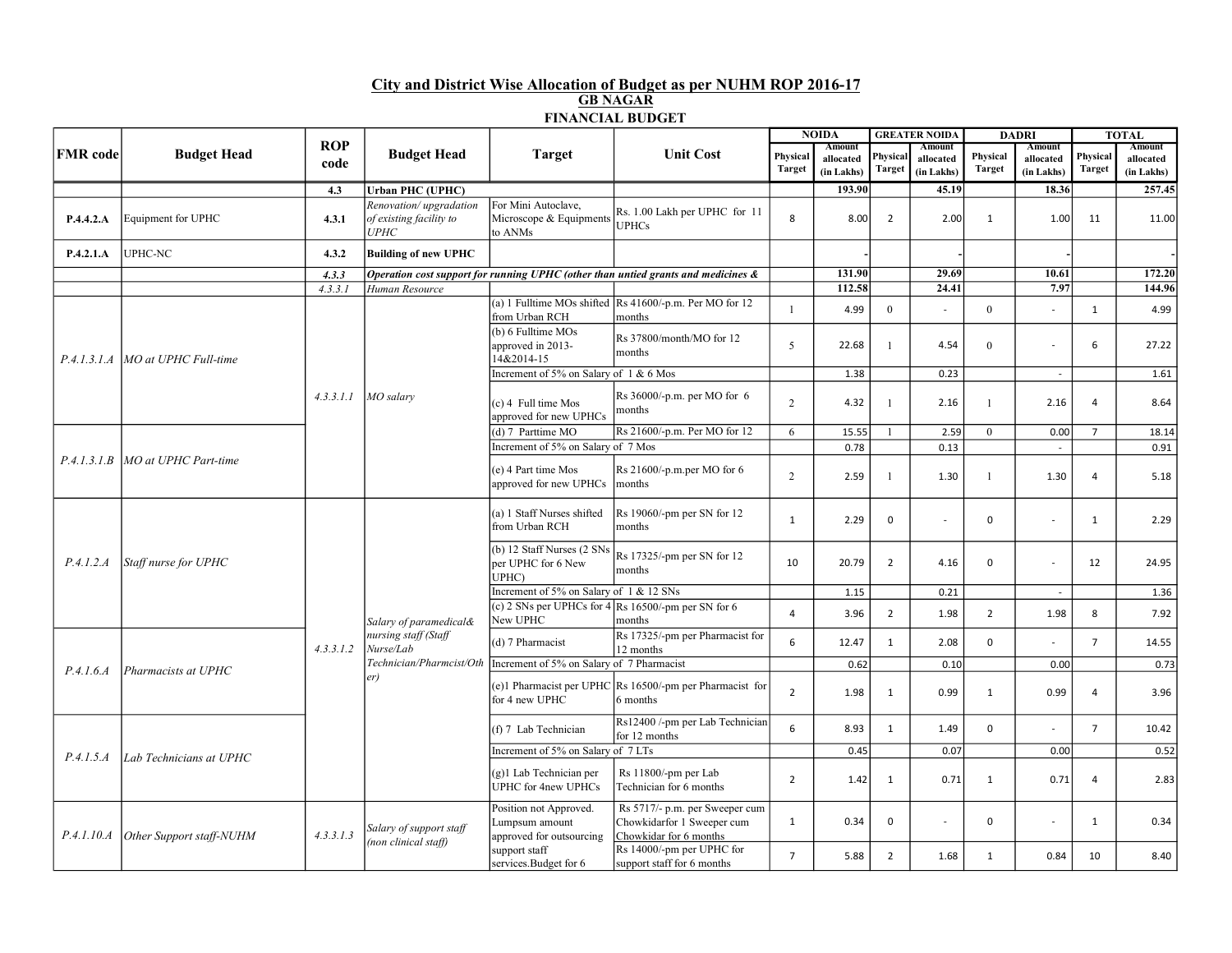## City and District Wise Allocation of Budget as per NUHM ROP 2016-17

### GB NAGAR

### FINANCIAL BUDGET

| FMR code | Budget Head | ROP code | Budget Head | Target | Unit Cost | NOIDA | | GREATER NOIDA | | DADRI | | TOTAL | |
|---|---|---|---|---|---|---|---|---|---|---|---|---|---|
| | | | | | | Physical Target | Amount allocated (in Lakhs) | Physical Target | Amount allocated (in Lakhs) | Physical Target | Amount allocated (in Lakhs) | Physical Target | Amount allocated (in Lakhs) |
| | | **4.3** | **Urban PHC (UPHC)** | | | | **193.90** | | **45.19** | | **18.36** | | **257.45** |
| **P.4.4.2.A** | Equipment for UPHC | **4.3.1** | *Renovation/ upgradation of existing facility to UPHC* | For Mini Autoclave, Microscope & Equipments to ANMs | Rs. 1.00 Lakh per UPHC for 11 UPHCs | 8 | 8.00 | 2 | 2.00 | 1 | 1.00 | 11 | 11.00 |
| **P.4.2.1.A** | UPHC-NC | **4.3.2** | **Building of new UPHC** | | | | - | | - | | - | | - |
| | | *4.3.3* | ***Operation cost support for running UPHC (other than untied grants and medicines &*** | | | | **131.90** | | **29.69** | | **10.61** | | **172.20** |
| | | *4.3.3.1* | *Human Resource* | | | | **112.58** | | **24.41** | | **7.97** | | **144.96** |
| *P.4.1.3.1.A* | *MO at UPHC Full-time* | *4.3.3.1.1* | *MO salary* | (a) 1 Fulltime MOs shifted from Urban RCH | Rs 41600/-p.m. Per MO for 12 months | 1 | 4.99 | 0 | - | 0 | - | 1 | 4.99 |
| | | | | (b) 6 Fulltime MOs approved in 2013-14&2014-15 | Rs 37800/month/MO for 12 months | 5 | 22.68 | 1 | 4.54 | 0 | - | 6 | 27.22 |
| | | | | Increment of 5% on Salary of 1 & 6 Mos | | | 1.38 | | 0.23 | | - | | 1.61 |
| | | | | (c) 4 Full time Mos approved for new UPHCs | Rs 36000/-p.m. per MO for 6 months | 2 | 4.32 | 1 | 2.16 | 1 | 2.16 | 4 | 8.64 |
| *P.4.1.3.1.B* | *MO at UPHC Part-time* | | | (d) 7 Parttime MO | Rs 21600/-p.m. Per MO for 12 | 6 | 15.55 | 1 | 2.59 | 0 | 0.00 | 7 | 18.14 |
| | | | | Increment of 5% on Salary of 7 Mos | | | 0.78 | | 0.13 | | - | | 0.91 |
| | | | | (e) 4 Part time Mos approved for new UPHCs | Rs 21600/-p.m.per MO for 6 months | 2 | 2.59 | 1 | 1.30 | 1 | 1.30 | 4 | 5.18 |
| *P.4.1.2.A* | *Staff nurse for UPHC* | *4.3.3.1.2* | *Salary of paramedical& nursing staff (Staff Nurse/Lab Technician/Pharmcist/Other)* | (a) 1 Staff Nurses shifted from Urban RCH | Rs 19060/-pm per SN for 12 months | 1 | 2.29 | 0 | - | 0 | - | 1 | 2.29 |
| | | | | (b) 12 Staff Nurses (2 SNs per UPHC for 6 New UPHC) | Rs 17325/-pm per SN for 12 months | 10 | 20.79 | 2 | 4.16 | 0 | - | 12 | 24.95 |
| | | | | Increment of 5% on Salary of 1 & 12 SNs | | | 1.15 | | 0.21 | | - | | 1.36 |
| | | | | (c) 2 SNs per UPHCs for 4 New UPHC | Rs 16500/-pm per SN for 6 months | 4 | 3.96 | 2 | 1.98 | 2 | 1.98 | 8 | 7.92 |
| *P.4.1.6.A* | *Pharmacists at UPHC* | | | (d) 7 Pharmacist | Rs 17325/-pm per Pharmacist for 12 months | 6 | 12.47 | 1 | 2.08 | 0 | - | 7 | 14.55 |
| | | | | Increment of 5% on Salary of 7 Pharmacist | | | 0.62 | | 0.10 | | 0.00 | | 0.73 |
| | | | | (e)1 Pharmacist per UPHC for 4 new UPHC | Rs 16500/-pm per Pharmacist for 6 months | 2 | 1.98 | 1 | 0.99 | 1 | 0.99 | 4 | 3.96 |
| *P.4.1.5.A* | *Lab Technicians at UPHC* | | | (f) 7 Lab Technician | Rs12400 /-pm per Lab Technician for 12 months | 6 | 8.93 | 1 | 1.49 | 0 | - | 7 | 10.42 |
| | | | | Increment of 5% on Salary of 7 LTs | | | 0.45 | | 0.07 | | 0.00 | | 0.52 |
| | | | | (g)1 Lab Technician per UPHC for 4new UPHCs | Rs 11800/-pm per Lab Technician for 6 months | 2 | 1.42 | 1 | 0.71 | 1 | 0.71 | 4 | 2.83 |
| *P.4.1.10.A* | *Other Support staff-NUHM* | *4.3.3.1.3* | *Salary of support staff (non clinical staff)* | Position not Approved. Lumpsum amount approved for outsourcing support staff services.Budget for 6 | Rs 5717/- p.m. per Sweeper cum Chowkidarfor 1 Sweeper cum Chowkidar for 6 months | 1 | 0.34 | 0 | - | 0 | - | 1 | 0.34 |
| | | | | | Rs 14000/-pm per UPHC for support staff for 6 months | 7 | 5.88 | 2 | 1.68 | 1 | 0.84 | 10 | 8.40 |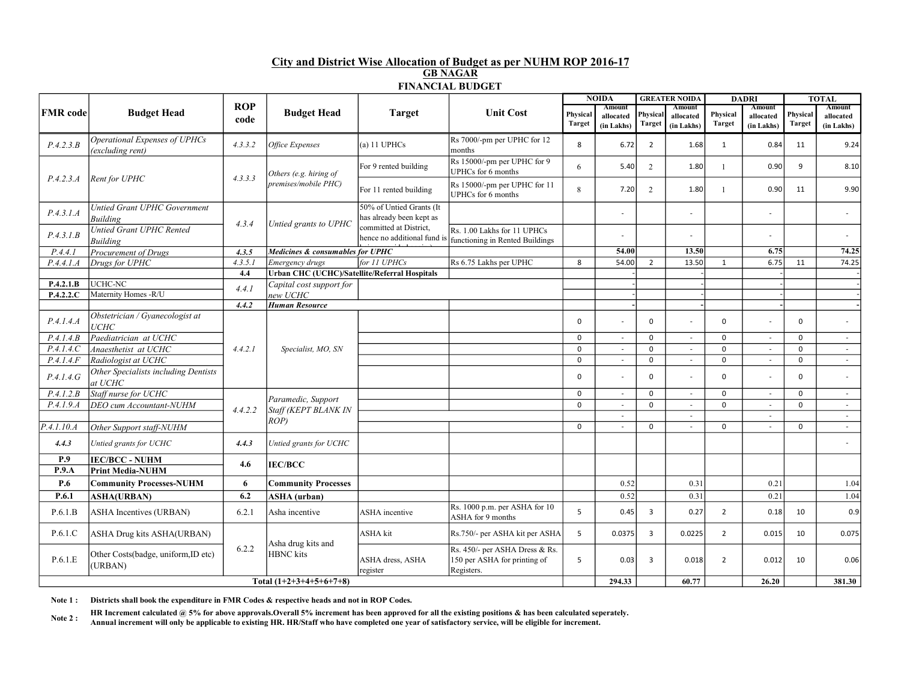## City and District Wise Allocation of Budget as per NUHM ROP 2016-17

### GB NAGAR

### FINANCIAL BUDGET

| FMR code | Budget Head | ROP code | Budget Head | Target | Unit Cost | NOIDA | | GREATER NOIDA | | DADRI | | TOTAL | |
|---|---|---|---|---|---|---|---|---|---|---|---|---|---|
| | | | | | | Physical Target | Amount allocated (in Lakhs) | Physical Target | Amount allocated (in Lakhs) | Physical Target | Amount allocated (in Lakhs) | Physical Target | Amount allocated (in Lakhs) |
| P.4.2.3.B | *Operational Expenses of UPHCs (excluding rent)* | *4.3.3.2* | *Office Expenses* | (a) 11 UPHCs | Rs 7000/-pm per UPHC for 12 months | 8 | 6.72 | 2 | 1.68 | 1 | 0.84 | 11 | 9.24 |
| P.4.2.3.A | Rent for UPHC | 4.3.3.3 | *Others (e.g. hiring of premises/mobile PHC)* | For 9 rented building | Rs 15000/-pm per UPHC for 9 UPHCs for 6 months | 6 | 5.40 | 2 | 1.80 | 1 | 0.90 | 9 | 8.10 |
| | | | | For 11 rented building | Rs 15000/-pm per UPHC for 11 UPHCs for 6 months | 8 | 7.20 | 2 | 1.80 | 1 | 0.90 | 11 | 9.90 |
| P.4.3.1.A | *Untied Grant UPHC Government Building* | *4.3.4* | *Untied grants to UPHC* | 50% of Untied Grants (It has already been kept as committed at District, hence no additional fund is | | | - | | - | | - | | - |
| P.4.3.1.B | *Untied Grant UPHC Rented Building* | | | | Rs. 1.00 Lakhs for 11 UPHCs functioning in Rented Buildings | | - | | - | | - | | - |
| P.4.4.1 | *Procurement of Drugs* | **4.3.5** | ***Medicines & consumables for UPHC*** | | | | **54.00** | | **13.50** | | **6.75** | | **74.25** |
| P.4.4.1.A | *Drugs for UPHC* | *4.3.5.1* | *Emergency drugs* | *for 11 UPHCs* | Rs 6.75 Lakhs per UPHC | 8 | 54.00 | 2 | 13.50 | 1 | 6.75 | 11 | 74.25 |
| | | **4.4** | **Urban CHC (UCHC)/Satellite/Referral Hospitals** | | | | - | | - | | - | | - |
| **P.4.2.1.B** | UCHC-NC | *4.4.1* | *Capital cost support for new UCHC* | | | | - | | - | | - | | - |
| **P.4.2.2.C** | Maternity Homes -R/U | | | | | | - | | - | | - | | - |
| | | ***4.4.2*** | ***Human Resource*** | | | | - | | - | | - | | - |
| *P.4.1.4.A* | *Obstetrician / Gyanecologist at UCHC* | *4.4.2.1* | *Specialist, MO, SN* | | | 0 | - | 0 | - | 0 | - | 0 | - |
| *P.4.1.4.B* | *Paediatrician at UCHC* | | | | | 0 | - | 0 | - | 0 | - | 0 | - |
| *P.4.1.4.C* | *Anaesthetist at UCHC* | | | | | 0 | - | 0 | - | 0 | - | 0 | - |
| *P.4.1.4.F* | *Radiologist at UCHC* | | | | | 0 | - | 0 | - | 0 | - | 0 | - |
| *P.4.1.4.G* | *Other Specialists including Dentists at UCHC* | | | | | 0 | - | 0 | - | 0 | - | 0 | - |
| *P.4.1.2.B* | *Staff nurse for UCHC* | *4.4.2.2* | *Paramedic, Support Staff (KEPT BLANK IN ROP)* | | | 0 | - | 0 | - | 0 | - | 0 | - |
| *P.4.1.9.A* | *DEO cum Accountant-NUHM* | | | | | 0 | - | 0 | - | 0 | - | 0 | - |
| | | | | | | | - | | - | | - | | - |
| *P.4.1.10.A* | *Other Support staff-NUHM* | | | | | 0 | - | 0 | - | 0 | - | 0 | - |
| ***4.4.3*** | *Untied grants for UCHC* | ***4.4.3*** | *Untied grants for UCHC* | | | | | | | | | | - |
| **P.9** | **IEC/BCC - NUHM** | **4.6** | **IEC/BCC** | | | | | | | | | | |
| **P.9.A** | **Print Media-NUHM** | | | | | | | | | | | | |
| **P.6** | **Community Processes-NUHM** | **6** | **Community Processes** | | | | 0.52 | | 0.31 | | 0.21 | | 1.04 |
| **P.6.1** | **ASHA(URBAN)** | **6.2** | **ASHA (urban)** | | | | 0.52 | | 0.31 | | 0.21 | | 1.04 |
| P.6.1.B | ASHA Incentives (URBAN) | 6.2.1 | Asha incentive | ASHA incentive | Rs. 1000 p.m. per ASHA for 10 ASHA for 9 months | 5 | 0.45 | 3 | 0.27 | 2 | 0.18 | 10 | 0.9 |
| P.6.1.C | ASHA Drug kits ASHA(URBAN) | 6.2.2 | Asha drug kits and HBNC kits | ASHA kit | Rs.750/- per ASHA kit per ASHA | 5 | 0.0375 | 3 | 0.0225 | 2 | 0.015 | 10 | 0.075 |
| P.6.1.E | Other Costs(badge, uniform,ID etc) (URBAN) | | | ASHA dress, ASHA register | Rs. 450/- per ASHA Dress & Rs. 150 per ASHA for printing of Registers. | 5 | 0.03 | 3 | 0.018 | 2 | 0.012 | 10 | 0.06 |
| **Total (1+2+3+4+5+6+7+8)** | | | | | | | **294.33** | | **60.77** | | **26.20** | | **381.30** |

**Note 1 :** **Districts shall book the expenditure in FMR Codes & respective heads and not in ROP Codes.**

**Note 2 :** **HR Increment calculated @ 5% for above approvals.Overall 5% increment has been approved for all the existing positions & has been calculated seperately. Annual increment will only be applicable to existing HR. HR/Staff who have completed one year of satisfactory service, will be eligible for increment.**